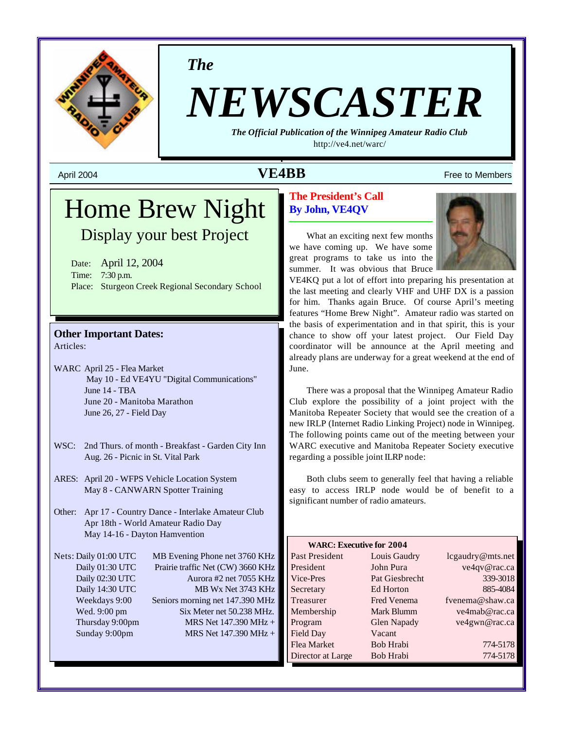*The*

# NEWSCASTER

***The Official Publication of the Winnipeg Amateur Radio Club***

http://ve4.net/warc/

April 2004 — **VE4BB** — Free to Members

# Home Brew Night

## Display your best Project

Date: April 12, 2004
Time: 7:30 p.m.
Place: Sturgeon Creek Regional Secondary School

### Other Important Dates:

Articles:

WARC
- April 25 - Flea Market
- May 10 - Ed VE4YU "Digital Communications"
- June 14 - TBA
- June 20 - Manitoba Marathon
- June 26, 27 - Field Day

WSC:
- 2nd Thurs. of month - Breakfast - Garden City Inn
- Aug. 26 - Picnic in St. Vital Park

ARES:
- April 20 - WFPS Vehicle Location System
- May 8 - CANWARN Spotter Training

Other:
- Apr 17 - Country Dance - Interlake Amateur Club
- Apr 18th - World Amateur Radio Day
- May 14-16 - Dayton Hamvention

| Nets: | |
|---|---|
| Daily 01:00 UTC | MB Evening Phone net 3760 KHz |
| Daily 01:30 UTC | Prairie traffic Net (CW) 3660 KHz |
| Daily 02:30 UTC | Aurora #2 net 7055 KHz |
| Daily 14:30 UTC | MB Wx Net 3743 KHz |
| Weekdays 9:00 | Seniors morning net 147.390 MHz |
| Wed. 9:00 pm | Six Meter net 50.238 MHz. |
| Thursday 9:00pm | MRS Net 147.390 MHz + |
| Sunday 9:00pm | MRS Net 147.390 MHz + |

## The President's Call

**By John, VE4QV**

What an exciting next few months we have coming up. We have some great programs to take us into the summer. It was obvious that Bruce VE4KQ put a lot of effort into preparing his presentation at the last meeting and clearly VHF and UHF DX is a passion for him. Thanks again Bruce. Of course April's meeting features "Home Brew Night". Amateur radio was started on the basis of experimentation and in that spirit, this is your chance to show off your latest project. Our Field Day coordinator will be announce at the April meeting and already plans are underway for a great weekend at the end of June.

There was a proposal that the Winnipeg Amateur Radio Club explore the possibility of a joint project with the Manitoba Repeater Society that would see the creation of a new IRLP (Internet Radio Linking Project) node in Winnipeg. The following points came out of the meeting between your WARC executive and Manitoba Repeater Society executive regarding a possible joint ILRP node:

Both clubs seem to generally feel that having a reliable easy to access IRLP node would be of benefit to a significant number of radio amateurs.

| WARC: Executive for 2004 | | |
|---|---|---|
| Past President | Louis Gaudry | lcgaudry@mts.net |
| President | John Pura | ve4qv@rac.ca |
| Vice-Pres | Pat Giesbrecht | 339-3018 |
| Secretary | Ed Horton | 885-4084 |
| Treasurer | Fred Venema | fvenema@shaw.ca |
| Membership | Mark Blumm | ve4mab@rac.ca |
| Program | Glen Napady | ve4gwn@rac.ca |
| Field Day | Vacant | |
| Flea Market | Bob Hrabi | 774-5178 |
| Director at Large | Bob Hrabi | 774-5178 |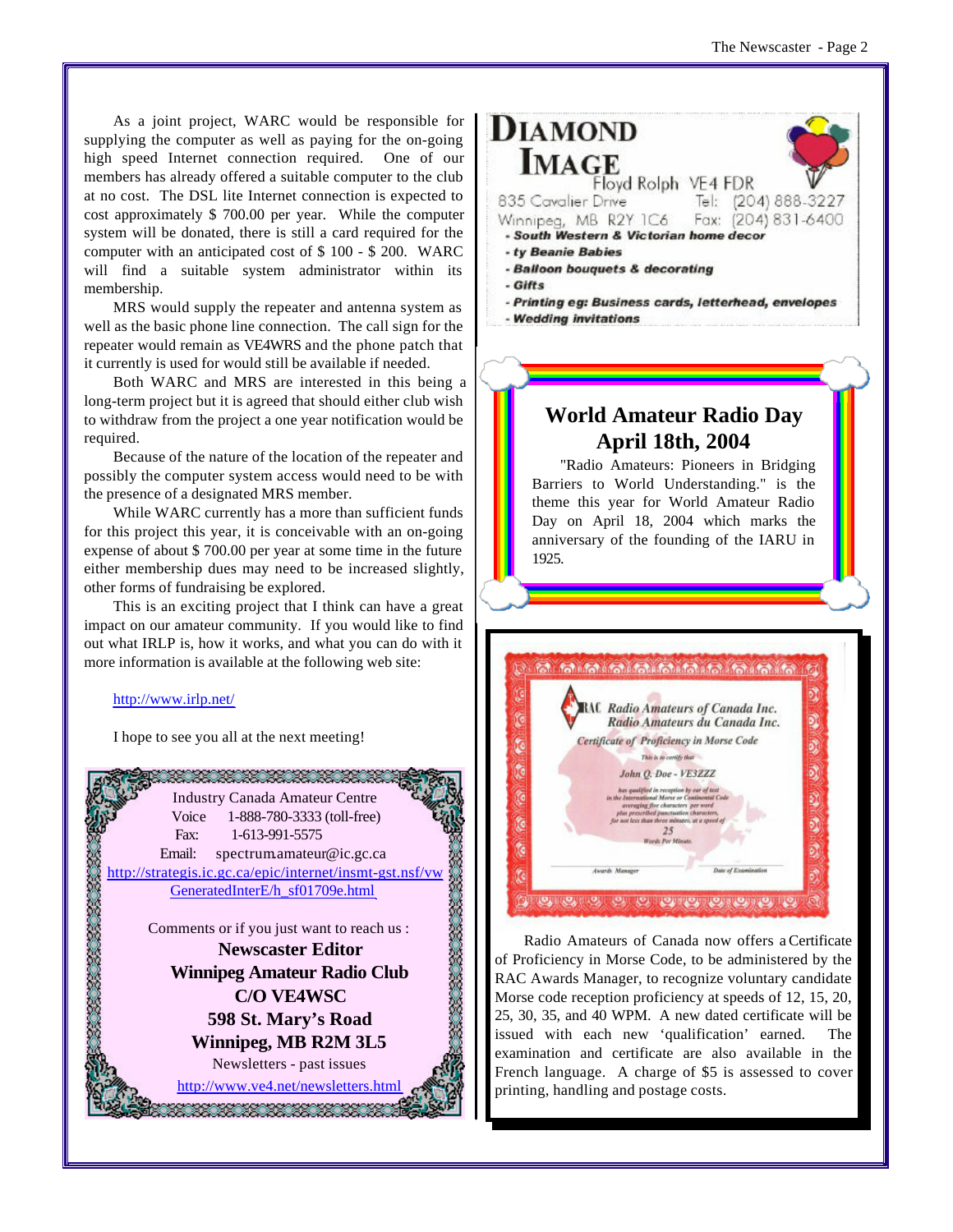As a joint project, WARC would be responsible for supplying the computer as well as paying for the on-going high speed Internet connection required. One of our members has already offered a suitable computer to the club at no cost. The DSL lite Internet connection is expected to cost approximately $ 700.00 per year. While the computer system will be donated, there is still a card required for the computer with an anticipated cost of $ 100 - $ 200. WARC will find a suitable system administrator within its membership.

MRS would supply the repeater and antenna system as well as the basic phone line connection. The call sign for the repeater would remain as VE4WRS and the phone patch that it currently is used for would still be available if needed.

Both WARC and MRS are interested in this being a long-term project but it is agreed that should either club wish to withdraw from the project a one year notification would be required.

Because of the nature of the location of the repeater and possibly the computer system access would need to be with the presence of a designated MRS member.

While WARC currently has a more than sufficient funds for this project this year, it is conceivable with an on-going expense of about $ 700.00 per year at some time in the future either membership dues may need to be increased slightly, other forms of fundraising be explored.

This is an exciting project that I think can have a great impact on our amateur community. If you would like to find out what IRLP is, how it works, and what you can do with it more information is available at the following web site:

http://www.irlp.net/

I hope to see you all at the next meeting!

Industry Canada Amateur Centre
Voice 1-888-780-3333 (toll-free)
Fax: 1-613-991-5575
Email: spectrum.amateur@ic.gc.ca
http://strategis.ic.gc.ca/epic/internet/insmt-gst.nsf/vwGeneratedInterE/h_sf01709e.html

Comments or if you just want to reach us :

**Newscaster Editor**
**Winnipeg Amateur Radio Club**
**C/O VE4WSC**
**598 St. Mary's Road**
**Winnipeg, MB R2M 3L5**

Newsletters - past issues
http://www.ve4.net/newsletters.html

**DIAMOND IMAGE**
Floyd Rolph VE4 FDR
835 Cavalier Drive Tel: (204) 888-3227
Winnipeg, MB R2Y 1C6 Fax: (204) 831-6400

- South Western & Victorian home decor
- ty Beanie Babies
- Balloon bouquets & decorating
- Gifts
- Printing eg: Business cards, letterhead, envelopes
- Wedding invitations

## World Amateur Radio Day April 18th, 2004

"Radio Amateurs: Pioneers in Bridging Barriers to World Understanding." is the theme this year for World Amateur Radio Day on April 18, 2004 which marks the anniversary of the founding of the IARU in 1925.

Radio Amateurs of Canada now offers a Certificate of Proficiency in Morse Code, to be administered by the RAC Awards Manager, to recognize voluntary candidate Morse code reception proficiency at speeds of 12, 15, 20, 25, 30, 35, and 40 WPM. A new dated certificate will be issued with each new 'qualification' earned. The examination and certificate are also available in the French language. A charge of $5 is assessed to cover printing, handling and postage costs.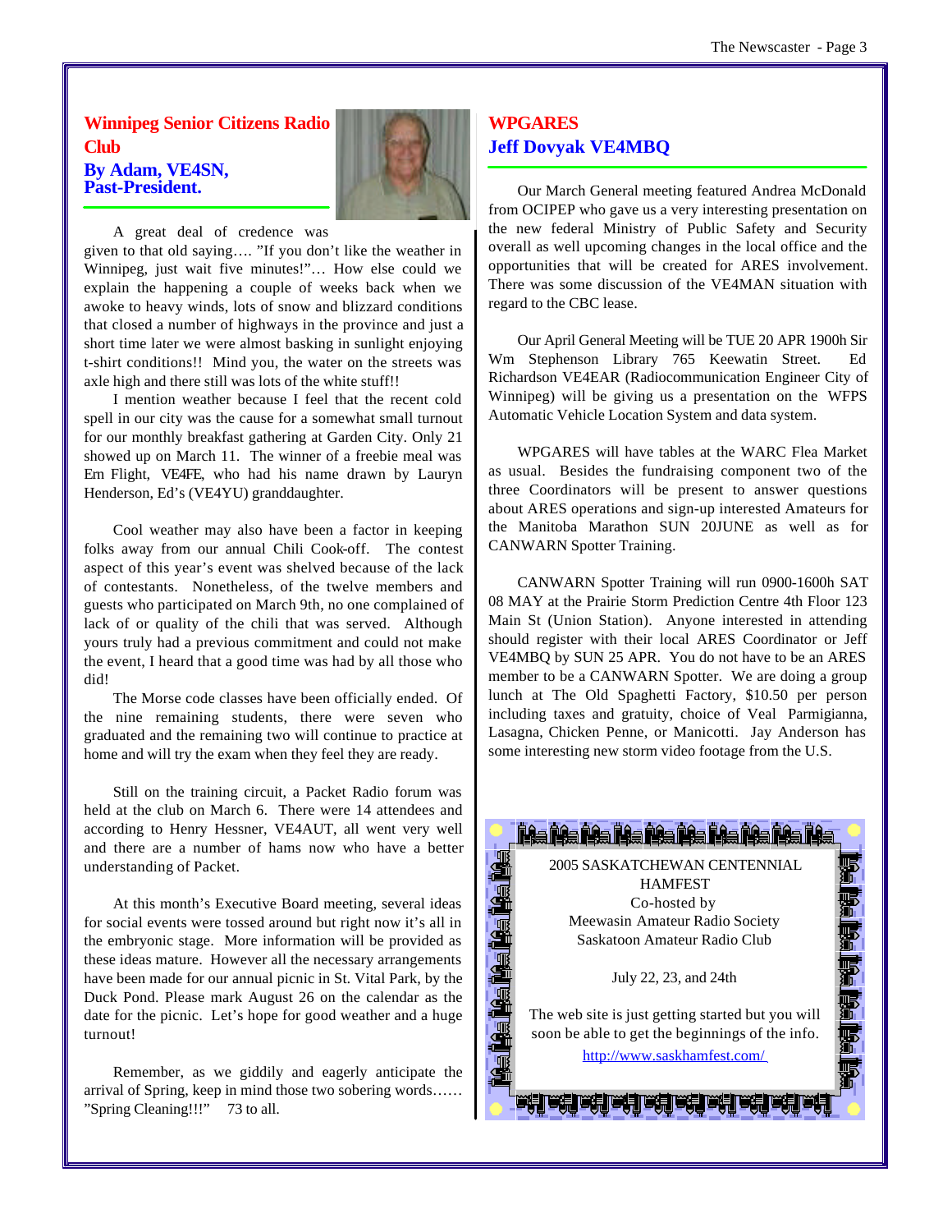## Winnipeg Senior Citizens Radio Club

### By Adam, VE4SN, Past-President.

A great deal of credence was given to that old saying…. "If you don't like the weather in Winnipeg, just wait five minutes!"… How else could we explain the happening a couple of weeks back when we awoke to heavy winds, lots of snow and blizzard conditions that closed a number of highways in the province and just a short time later we were almost basking in sunlight enjoying t-shirt conditions!! Mind you, the water on the streets was axle high and there still was lots of the white stuff!!

I mention weather because I feel that the recent cold spell in our city was the cause for a somewhat small turnout for our monthly breakfast gathering at Garden City. Only 21 showed up on March 11. The winner of a freebie meal was Ern Flight, VE4FE, who had his name drawn by Lauryn Henderson, Ed's (VE4YU) granddaughter.

Cool weather may also have been a factor in keeping folks away from our annual Chili Cook-off. The contest aspect of this year's event was shelved because of the lack of contestants. Nonetheless, of the twelve members and guests who participated on March 9th, no one complained of lack of or quality of the chili that was served. Although yours truly had a previous commitment and could not make the event, I heard that a good time was had by all those who did!

The Morse code classes have been officially ended. Of the nine remaining students, there were seven who graduated and the remaining two will continue to practice at home and will try the exam when they feel they are ready.

Still on the training circuit, a Packet Radio forum was held at the club on March 6. There were 14 attendees and according to Henry Hessner, VE4AUT, all went very well and there are a number of hams now who have a better understanding of Packet.

At this month's Executive Board meeting, several ideas for social events were tossed around but right now it's all in the embryonic stage. More information will be provided as these ideas mature. However all the necessary arrangements have been made for our annual picnic in St. Vital Park, by the Duck Pond. Please mark August 26 on the calendar as the date for the picnic. Let's hope for good weather and a huge turnout!

Remember, as we giddily and eagerly anticipate the arrival of Spring, keep in mind those two sobering words…… "Spring Cleaning!!!" 73 to all.

## WPGARES

### Jeff Dovyak VE4MBQ

Our March General meeting featured Andrea McDonald from OCIPEP who gave us a very interesting presentation on the new federal Ministry of Public Safety and Security overall as well upcoming changes in the local office and the opportunities that will be created for ARES involvement. There was some discussion of the VE4MAN situation with regard to the CBC lease.

Our April General Meeting will be TUE 20 APR 1900h Sir Wm Stephenson Library 765 Keewatin Street. Ed Richardson VE4EAR (Radiocommunication Engineer City of Winnipeg) will be giving us a presentation on the WFPS Automatic Vehicle Location System and data system.

WPGARES will have tables at the WARC Flea Market as usual. Besides the fundraising component two of the three Coordinators will be present to answer questions about ARES operations and sign-up interested Amateurs for the Manitoba Marathon SUN 20JUNE as well as for CANWARN Spotter Training.

CANWARN Spotter Training will run 0900-1600h SAT 08 MAY at the Prairie Storm Prediction Centre 4th Floor 123 Main St (Union Station). Anyone interested in attending should register with their local ARES Coordinator or Jeff VE4MBQ by SUN 25 APR. You do not have to be an ARES member to be a CANWARN Spotter. We are doing a group lunch at The Old Spaghetti Factory, $10.50 per person including taxes and gratuity, choice of Veal Parmigianna, Lasagna, Chicken Penne, or Manicotti. Jay Anderson has some interesting new storm video footage from the U.S.

2005 SASKATCHEWAN CENTENNIAL HAMFEST
Co-hosted by
Meewasin Amateur Radio Society
Saskatoon Amateur Radio Club

July 22, 23, and 24th

The web site is just getting started but you will soon be able to get the beginnings of the info.
http://www.saskhamfest.com/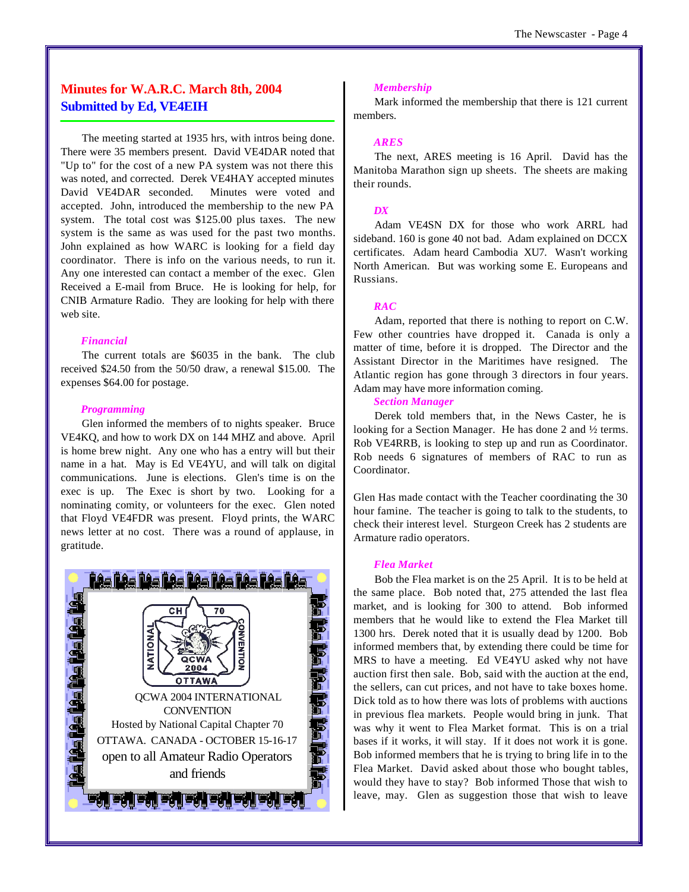# Minutes for W.A.R.C. March 8th, 2004
## Submitted by Ed, VE4EIH

The meeting started at 1935 hrs, with intros being done. There were 35 members present. David VE4DAR noted that "Up to" for the cost of a new PA system was not there this was noted, and corrected. Derek VE4HAY accepted minutes David VE4DAR seconded. Minutes were voted and accepted. John, introduced the membership to the new PA system. The total cost was $125.00 plus taxes. The new system is the same as was used for the past two months. John explained as how WARC is looking for a field day coordinator. There is info on the various needs, to run it. Any one interested can contact a member of the exec. Glen Received a E-mail from Bruce. He is looking for help, for CNIB Armature Radio. They are looking for help with there web site.

### *Financial*

The current totals are $6035 in the bank. The club received $24.50 from the 50/50 draw, a renewal $15.00. The expenses $64.00 for postage.

### *Programming*

Glen informed the members of to nights speaker. Bruce VE4KQ, and how to work DX on 144 MHZ and above. April is home brew night. Any one who has a entry will but their name in a hat. May is Ed VE4YU, and will talk on digital communications. June is elections. Glen's time is on the exec is up. The Exec is short by two. Looking for a nominating comity, or volunteers for the exec. Glen noted that Floyd VE4FDR was present. Floyd prints, the WARC news letter at no cost. There was a round of applause, in gratitude.

CH 70 NATIONAL QCWA 2004 CONVENTION OTTAWA

QCWA 2004 INTERNATIONAL CONVENTION
Hosted by National Capital Chapter 70
OTTAWA. CANADA - OCTOBER 15-16-17
open to all Amateur Radio Operators and friends

### *Membership*

Mark informed the membership that there is 121 current members.

### *ARES*

The next, ARES meeting is 16 April. David has the Manitoba Marathon sign up sheets. The sheets are making their rounds.

### *DX*

Adam VE4SN DX for those who work ARRL had sideband. 160 is gone 40 not bad. Adam explained on DCCX certificates. Adam heard Cambodia XU7. Wasn't working North American. But was working some E. Europeans and Russians.

### *RAC*

Adam, reported that there is nothing to report on C.W. Few other countries have dropped it. Canada is only a matter of time, before it is dropped. The Director and the Assistant Director in the Maritimes have resigned. The Atlantic region has gone through 3 directors in four years. Adam may have more information coming.

### *Section Manager*

Derek told members that, in the News Caster, he is looking for a Section Manager. He has done 2 and ½ terms. Rob VE4RRB, is looking to step up and run as Coordinator. Rob needs 6 signatures of members of RAC to run as Coordinator.

Glen Has made contact with the Teacher coordinating the 30 hour famine. The teacher is going to talk to the students, to check their interest level. Sturgeon Creek has 2 students are Armature radio operators.

### *Flea Market*

Bob the Flea market is on the 25 April. It is to be held at the same place. Bob noted that, 275 attended the last flea market, and is looking for 300 to attend. Bob informed members that he would like to extend the Flea Market till 1300 hrs. Derek noted that it is usually dead by 1200. Bob informed members that, by extending there could be time for MRS to have a meeting. Ed VE4YU asked why not have auction first then sale. Bob, said with the auction at the end, the sellers, can cut prices, and not have to take boxes home. Dick told as to how there was lots of problems with auctions in previous flea markets. People would bring in junk. That was why it went to Flea Market format. This is on a trial bases if it works, it will stay. If it does not work it is gone. Bob informed members that he is trying to bring life in to the Flea Market. David asked about those who bought tables, would they have to stay? Bob informed Those that wish to leave, may. Glen as suggestion those that wish to leave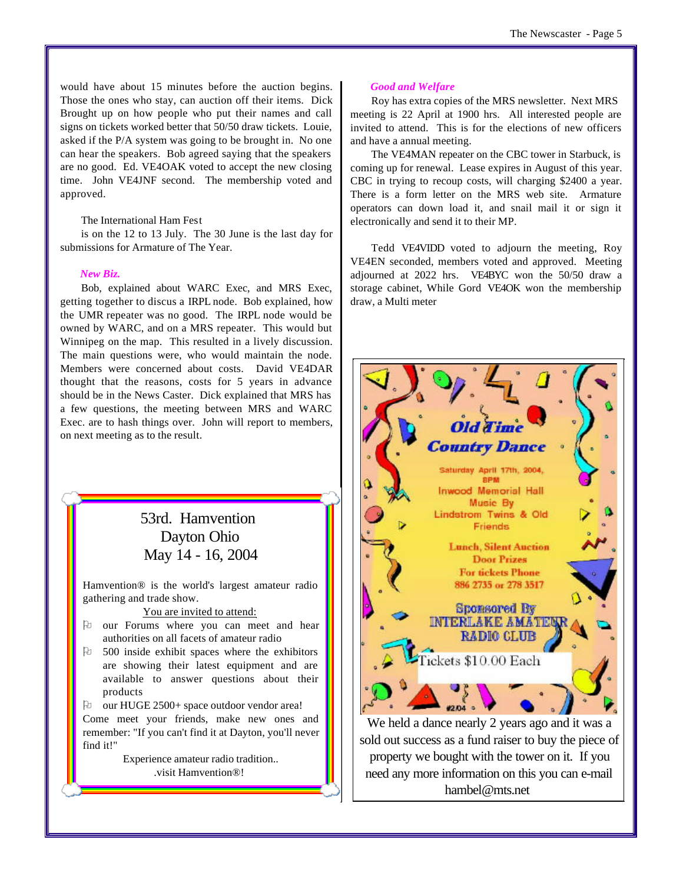would have about 15 minutes before the auction begins. Those the ones who stay, can auction off their items. Dick Brought up on how people who put their names and call signs on tickets worked better that 50/50 draw tickets. Louie, asked if the P/A system was going to be brought in. No one can hear the speakers. Bob agreed saying that the speakers are no good. Ed. VE4OAK voted to accept the new closing time. John VE4JNF second. The membership voted and approved.

The International Ham Fest is on the 12 to 13 July. The 30 June is the last day for submissions for Armature of The Year.

*New Biz.*

Bob, explained about WARC Exec, and MRS Exec, getting together to discus a IRPL node. Bob explained, how the UMR repeater was no good. The IRPL node would be owned by WARC, and on a MRS repeater. This would but Winnipeg on the map. This resulted in a lively discussion. The main questions were, who would maintain the node. Members were concerned about costs. David VE4DAR thought that the reasons, costs for 5 years in advance should be in the News Caster. Dick explained that MRS has a few questions, the meeting between MRS and WARC Exec. are to hash things over. John will report to members, on next meeting as to the result.

## 53rd. Hamvention
## Dayton Ohio
## May 14 - 16, 2004

Hamvention® is the world's largest amateur radio gathering and trade show.

You are invited to attend:

- our Forums where you can meet and hear authorities on all facets of amateur radio
- 500 inside exhibit spaces where the exhibitors are showing their latest equipment and are available to answer questions about their products
- our HUGE 2500+ space outdoor vendor area!

Come meet your friends, make new ones and remember: "If you can't find it at Dayton, you'll never find it!"

Experience amateur radio tradition..
.visit Hamvention®!

*Good and Welfare*

Roy has extra copies of the MRS newsletter. Next MRS meeting is 22 April at 1900 hrs. All interested people are invited to attend. This is for the elections of new officers and have a annual meeting.

The VE4MAN repeater on the CBC tower in Starbuck, is coming up for renewal. Lease expires in August of this year. CBC in trying to recoup costs, will charging $2400 a year. There is a form letter on the MRS web site. Armature operators can down load it, and snail mail it or sign it electronically and send it to their MP.

Tedd VE4VIDD voted to adjourn the meeting, Roy VE4EN seconded, members voted and approved. Meeting adjourned at 2022 hrs. VE4BYC won the 50/50 draw a storage cabinet, While Gord VE4OK won the membership draw, a Multi meter

## Old Time Country Dance

Saturday April 17th, 2004,
8PM
Inwood Memorial Hall
Music By
Lindstrom Twins & Old Friends

Lunch, Silent Auction
Door Prizes
For tickets Phone
886 2735 or 278 3517

Sponsored By
INTERLAKE AMATEUR RADIO CLUB

Tickets $10.00 Each

We held a dance nearly 2 years ago and it was a sold out success as a fund raiser to buy the piece of property we bought with the tower on it. If you need any more information on this you can e-mail hambel@mts.net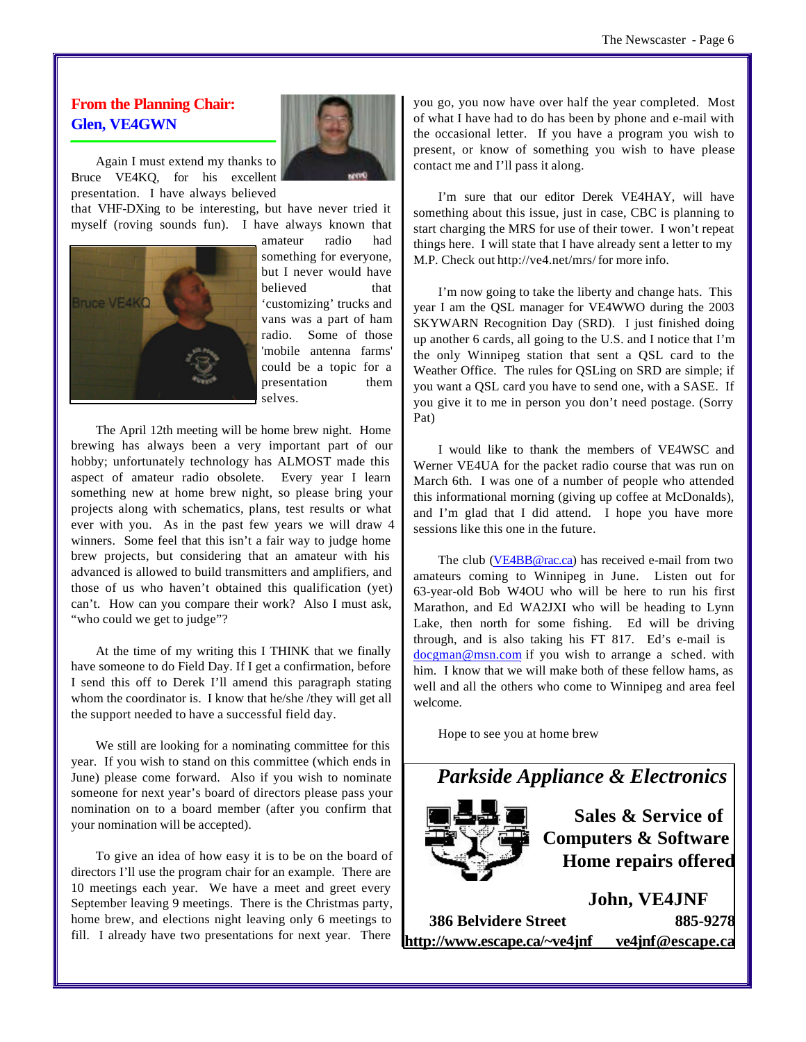## From the Planning Chair: Glen, VE4GWN

Again I must extend my thanks to Bruce VE4KQ, for his excellent presentation. I have always believed that VHF-DXing to be interesting, but have never tried it myself (roving sounds fun). I have always known that amateur radio had something for everyone, but I never would have believed that 'customizing' trucks and vans was a part of ham radio. Some of those 'mobile antenna farms' could be a topic for a presentation them selves.

Bruce VE4KQ

The April 12th meeting will be home brew night. Home brewing has always been a very important part of our hobby; unfortunately technology has ALMOST made this aspect of amateur radio obsolete. Every year I learn something new at home brew night, so please bring your projects along with schematics, plans, test results or what ever with you. As in the past few years we will draw 4 winners. Some feel that this isn't a fair way to judge home brew projects, but considering that an amateur with his advanced is allowed to build transmitters and amplifiers, and those of us who haven't obtained this qualification (yet) can't. How can you compare their work? Also I must ask, "who could we get to judge"?

At the time of my writing this I THINK that we finally have someone to do Field Day. If I get a confirmation, before I send this off to Derek I'll amend this paragraph stating whom the coordinator is. I know that he/she /they will get all the support needed to have a successful field day.

We still are looking for a nominating committee for this year. If you wish to stand on this committee (which ends in June) please come forward. Also if you wish to nominate someone for next year's board of directors please pass your nomination on to a board member (after you confirm that your nomination will be accepted).

To give an idea of how easy it is to be on the board of directors I'll use the program chair for an example. There are 10 meetings each year. We have a meet and greet every September leaving 9 meetings. There is the Christmas party, home brew, and elections night leaving only 6 meetings to fill. I already have two presentations for next year. There you go, you now have over half the year completed. Most of what I have had to do has been by phone and e-mail with the occasional letter. If you have a program you wish to present, or know of something you wish to have please contact me and I'll pass it along.

I'm sure that our editor Derek VE4HAY, will have something about this issue, just in case, CBC is planning to start charging the MRS for use of their tower. I won't repeat things here. I will state that I have already sent a letter to my M.P. Check out http://ve4.net/mrs/ for more info.

I'm now going to take the liberty and change hats. This year I am the QSL manager for VE4WWO during the 2003 SKYWARN Recognition Day (SRD). I just finished doing up another 6 cards, all going to the U.S. and I notice that I'm the only Winnipeg station that sent a QSL card to the Weather Office. The rules for QSLing on SRD are simple; if you want a QSL card you have to send one, with a SASE. If you give it to me in person you don't need postage. (Sorry Pat)

I would like to thank the members of VE4WSC and Werner VE4UA for the packet radio course that was run on March 6th. I was one of a number of people who attended this informational morning (giving up coffee at McDonalds), and I'm glad that I did attend. I hope you have more sessions like this one in the future.

The club (VE4BB@rac.ca) has received e-mail from two amateurs coming to Winnipeg in June. Listen out for 63-year-old Bob W4OU who will be here to run his first Marathon, and Ed WA2JXI who will be heading to Lynn Lake, then north for some fishing. Ed will be driving through, and is also taking his FT 817. Ed's e-mail is docgman@msn.com if you wish to arrange a sched. with him. I know that we will make both of these fellow hams, as well and all the others who come to Winnipeg and area feel welcome.

Hope to see you at home brew

---

***Parkside Appliance & Electronics***

**Sales & Service of Computers & Software Home repairs offered**

**John, VE4JNF**

**386 Belvidere Street** **885-9278**

**http://www.escape.ca/~ve4jnf** **ve4jnf@escape.ca**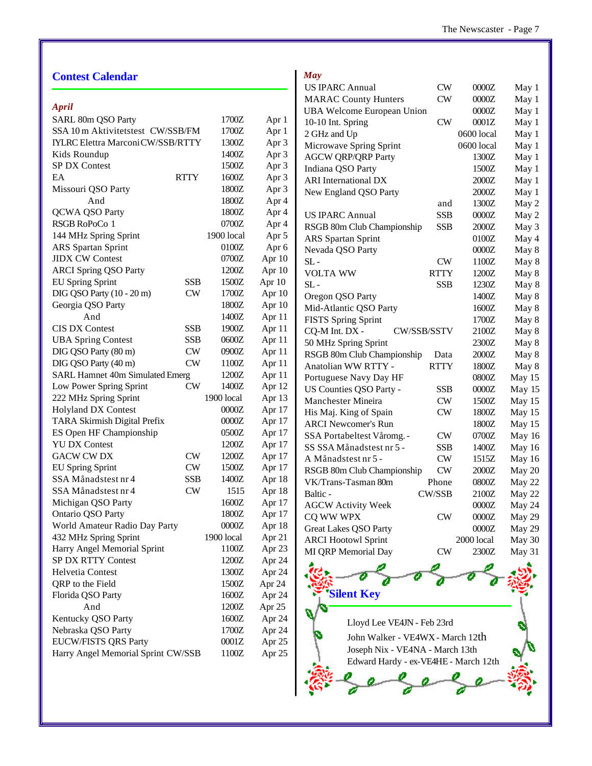## Contest Calendar

### *April*

| Contest | Mode | Time | Date |
|---|---|---|---|
| SARL 80m QSO Party | | 1700Z | Apr 1 |
| SSA 10 m Aktivitetstest CW/SSB/FM | | 1700Z | Apr 1 |
| IYLRC Elettra Marconi CW/SSB/RTTY | | 1300Z | Apr 3 |
| Kids Roundup | | 1400Z | Apr 3 |
| SP DX Contest | | 1500Z | Apr 3 |
| EA | RTTY | 1600Z | Apr 3 |
| Missouri QSO Party | | 1800Z | Apr 3 |
| And | | 1800Z | Apr 4 |
| QCWA QSO Party | | 1800Z | Apr 4 |
| RSGB RoPoCo 1 | | 0700Z | Apr 4 |
| 144 MHz Spring Sprint | | 1900 local | Apr 5 |
| ARS Spartan Sprint | | 0100Z | Apr 6 |
| JIDX CW Contest | | 0700Z | Apr 10 |
| ARCI Spring QSO Party | | 1200Z | Apr 10 |
| EU Spring Sprint | SSB | 1500Z | Apr 10 |
| DIG QSO Party (10 - 20 m) | CW | 1700Z | Apr 10 |
| Georgia QSO Party | | 1800Z | Apr 10 |
| And | | 1400Z | Apr 11 |
| CIS DX Contest | SSB | 1900Z | Apr 11 |
| UBA Spring Contest | SSB | 0600Z | Apr 11 |
| DIG QSO Party (80 m) | CW | 0900Z | Apr 11 |
| DIG QSO Party (40 m) | CW | 1100Z | Apr 11 |
| SARL Hamnet 40m Simulated Emerg | | 1200Z | Apr 11 |
| Low Power Spring Sprint | CW | 1400Z | Apr 12 |
| 222 MHz Spring Sprint | | 1900 local | Apr 13 |
| Holyland DX Contest | | 0000Z | Apr 17 |
| TARA Skirmish Digital Prefix | | 0000Z | Apr 17 |
| ES Open HF Championship | | 0500Z | Apr 17 |
| YU DX Contest | | 1200Z | Apr 17 |
| GACW CW DX | CW | 1200Z | Apr 17 |
| EU Spring Sprint | CW | 1500Z | Apr 17 |
| SSA Månadstest nr 4 | SSB | 1400Z | Apr 18 |
| SSA Månadstest nr 4 | CW | 1515 | Apr 18 |
| Michigan QSO Party | | 1600Z | Apr 17 |
| Ontario QSO Party | | 1800Z | Apr 17 |
| World Amateur Radio Day Party | | 0000Z | Apr 18 |
| 432 MHz Spring Sprint | | 1900 local | Apr 21 |
| Harry Angel Memorial Sprint | | 1100Z | Apr 23 |
| SP DX RTTY Contest | | 1200Z | Apr 24 |
| Helvetia Contest | | 1300Z | Apr 24 |
| QRP to the Field | | 1500Z | Apr 24 |
| Florida QSO Party | | 1600Z | Apr 24 |
| And | | 1200Z | Apr 25 |
| Kentucky QSO Party | | 1600Z | Apr 24 |
| Nebraska QSO Party | | 1700Z | Apr 24 |
| EUCW/FISTS QRS Party | | 0001Z | Apr 25 |
| Harry Angel Memorial Sprint CW/SSB | | 1100Z | Apr 25 |

### *May*

| Contest | Mode | Time | Date |
|---|---|---|---|
| US IPARC Annual | CW | 0000Z | May 1 |
| MARAC County Hunters | CW | 0000Z | May 1 |
| UBA Welcome European Union | | 0000Z | May 1 |
| 10-10 Int. Spring | CW | 0001Z | May 1 |
| 2 GHz and Up | | 0600 local | May 1 |
| Microwave Spring Sprint | | 0600 local | May 1 |
| AGCW QRP/QRP Party | | 1300Z | May 1 |
| Indiana QSO Party | | 1500Z | May 1 |
| ARI International DX | | 2000Z | May 1 |
| New England QSO Party | | 2000Z | May 1 |
| | and | 1300Z | May 2 |
| US IPARC Annual | SSB | 0000Z | May 2 |
| RSGB 80m Club Championship | SSB | 2000Z | May 3 |
| ARS Spartan Sprint | | 0100Z | May 4 |
| Nevada QSO Party | | 0000Z | May 8 |
| SL - | CW | 1100Z | May 8 |
| VOLTA WW | RTTY | 1200Z | May 8 |
| SL - | SSB | 1230Z | May 8 |
| Oregon QSO Party | | 1400Z | May 8 |
| Mid-Atlantic QSO Party | | 1600Z | May 8 |
| FISTS Spring Sprint | | 1700Z | May 8 |
| CQ-M Int. DX - | CW/SSB/SSTV | 2100Z | May 8 |
| 50 MHz Spring Sprint | | 2300Z | May 8 |
| RSGB 80m Club Championship | Data | 2000Z | May 8 |
| Anatolian WW RTTY - | RTTY | 1800Z | May 8 |
| Portuguese Navy Day HF | | 0800Z | May 15 |
| US Counties QSO Party - | SSB | 0000Z | May 15 |
| Manchester Mineira | CW | 1500Z | May 15 |
| His Maj. King of Spain | CW | 1800Z | May 15 |
| ARCI Newcomer's Run | | 1800Z | May 15 |
| SSA Portabeltest Våromg. - | CW | 0700Z | May 16 |
| SS SSA Månadstest nr 5 - | SSB | 1400Z | May 16 |
| A Månadstest nr 5 - | CW | 1515Z | May 16 |
| RSGB 80m Club Championship | CW | 2000Z | May 20 |
| VK/Trans-Tasman 80m | Phone | 0800Z | May 22 |
| Baltic - | CW/SSB | 2100Z | May 22 |
| AGCW Activity Week | | 0000Z | May 24 |
| CQ WW WPX | CW | 0000Z | May 29 |
| Great Lakes QSO Party | | 0000Z | May 29 |
| ARCI Hootowl Sprint | | 2000 local | May 30 |
| MI QRP Memorial Day | CW | 2300Z | May 31 |

## Silent Key

Lloyd Lee VE4JN - Feb 23rd
John Walker - VE4WX - March 12th
Joseph Nix - VE4NA - March 13th
Edward Hardy - ex-VE4HE - March 12th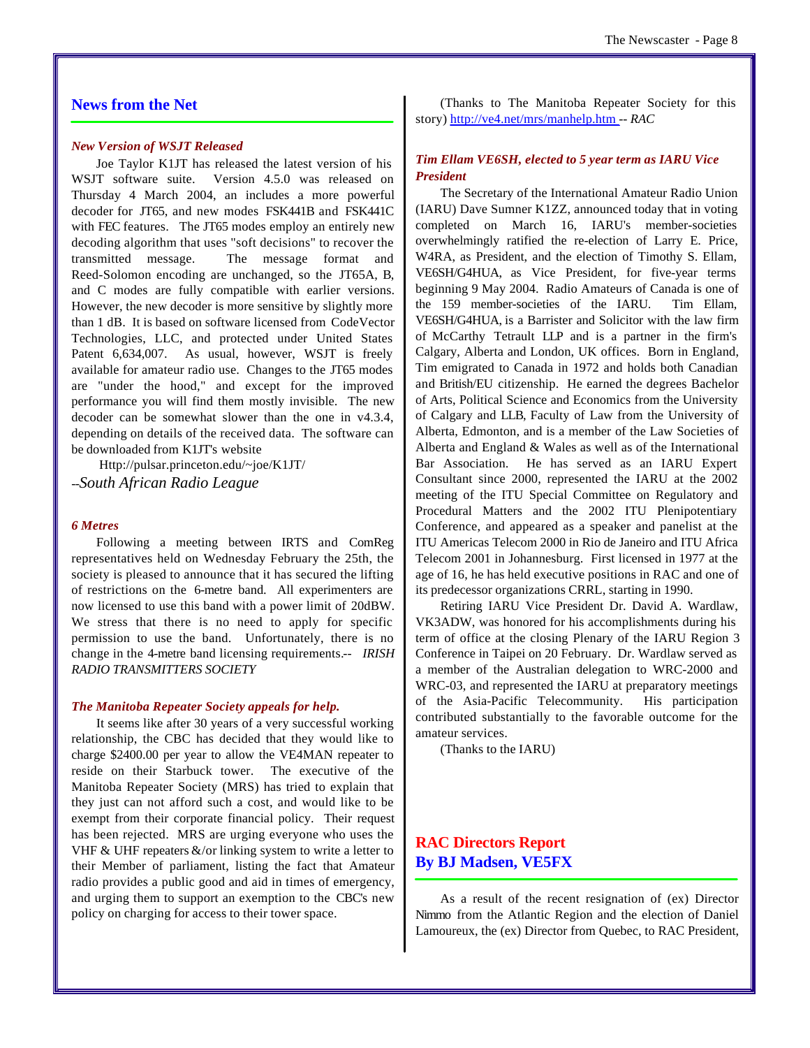## News from the Net

### *New Version of WSJT Released*

Joe Taylor K1JT has released the latest version of his WSJT software suite. Version 4.5.0 was released on Thursday 4 March 2004, an includes a more powerful decoder for JT65, and new modes FSK441B and FSK441C with FEC features. The JT65 modes employ an entirely new decoding algorithm that uses "soft decisions" to recover the transmitted message. The message format and Reed-Solomon encoding are unchanged, so the JT65A, B, and C modes are fully compatible with earlier versions. However, the new decoder is more sensitive by slightly more than 1 dB. It is based on software licensed from CodeVector Technologies, LLC, and protected under United States Patent 6,634,007. As usual, however, WSJT is freely available for amateur radio use. Changes to the JT65 modes are "under the hood," and except for the improved performance you will find them mostly invisible. The new decoder can be somewhat slower than the one in v4.3.4, depending on details of the received data. The software can be downloaded from K1JT's website

Http://pulsar.princeton.edu/~joe/K1JT/

--*South African Radio League*

### *6 Metres*

Following a meeting between IRTS and ComReg representatives held on Wednesday February the 25th, the society is pleased to announce that it has secured the lifting of restrictions on the 6-metre band. All experimenters are now licensed to use this band with a power limit of 20dBW. We stress that there is no need to apply for specific permission to use the band. Unfortunately, there is no change in the 4-metre band licensing requirements.-- *IRISH RADIO TRANSMITTERS SOCIETY*

### *The Manitoba Repeater Society appeals for help.*

It seems like after 30 years of a very successful working relationship, the CBC has decided that they would like to charge $2400.00 per year to allow the VE4MAN repeater to reside on their Starbuck tower. The executive of the Manitoba Repeater Society (MRS) has tried to explain that they just can not afford such a cost, and would like to be exempt from their corporate financial policy. Their request has been rejected. MRS are urging everyone who uses the VHF & UHF repeaters &/or linking system to write a letter to their Member of parliament, listing the fact that Amateur radio provides a public good and aid in times of emergency, and urging them to support an exemption to the CBC's new policy on charging for access to their tower space.

(Thanks to The Manitoba Repeater Society for this story) http://ve4.net/mrs/manhelp.htm -- *RAC*

### *Tim Ellam VE6SH, elected to 5 year term as IARU Vice President*

The Secretary of the International Amateur Radio Union (IARU) Dave Sumner K1ZZ, announced today that in voting completed on March 16, IARU's member-societies overwhelmingly ratified the re-election of Larry E. Price, W4RA, as President, and the election of Timothy S. Ellam, VE6SH/G4HUA, as Vice President, for five-year terms beginning 9 May 2004. Radio Amateurs of Canada is one of the 159 member-societies of the IARU. Tim Ellam, VE6SH/G4HUA, is a Barrister and Solicitor with the law firm of McCarthy Tetrault LLP and is a partner in the firm's Calgary, Alberta and London, UK offices. Born in England, Tim emigrated to Canada in 1972 and holds both Canadian and British/EU citizenship. He earned the degrees Bachelor of Arts, Political Science and Economics from the University of Calgary and LLB, Faculty of Law from the University of Alberta, Edmonton, and is a member of the Law Societies of Alberta and England & Wales as well as of the International Bar Association. He has served as an IARU Expert Consultant since 2000, represented the IARU at the 2002 meeting of the ITU Special Committee on Regulatory and Procedural Matters and the 2002 ITU Plenipotentiary Conference, and appeared as a speaker and panelist at the ITU Americas Telecom 2000 in Rio de Janeiro and ITU Africa Telecom 2001 in Johannesburg. First licensed in 1977 at the age of 16, he has held executive positions in RAC and one of its predecessor organizations CRRL, starting in 1990.

Retiring IARU Vice President Dr. David A. Wardlaw, VK3ADW, was honored for his accomplishments during his term of office at the closing Plenary of the IARU Region 3 Conference in Taipei on 20 February. Dr. Wardlaw served as a member of the Australian delegation to WRC-2000 and WRC-03, and represented the IARU at preparatory meetings of the Asia-Pacific Telecommunity. His participation contributed substantially to the favorable outcome for the amateur services.

(Thanks to the IARU)

## RAC Directors Report
## By BJ Madsen, VE5FX

As a result of the recent resignation of (ex) Director Nimmo from the Atlantic Region and the election of Daniel Lamoureux, the (ex) Director from Quebec, to RAC President,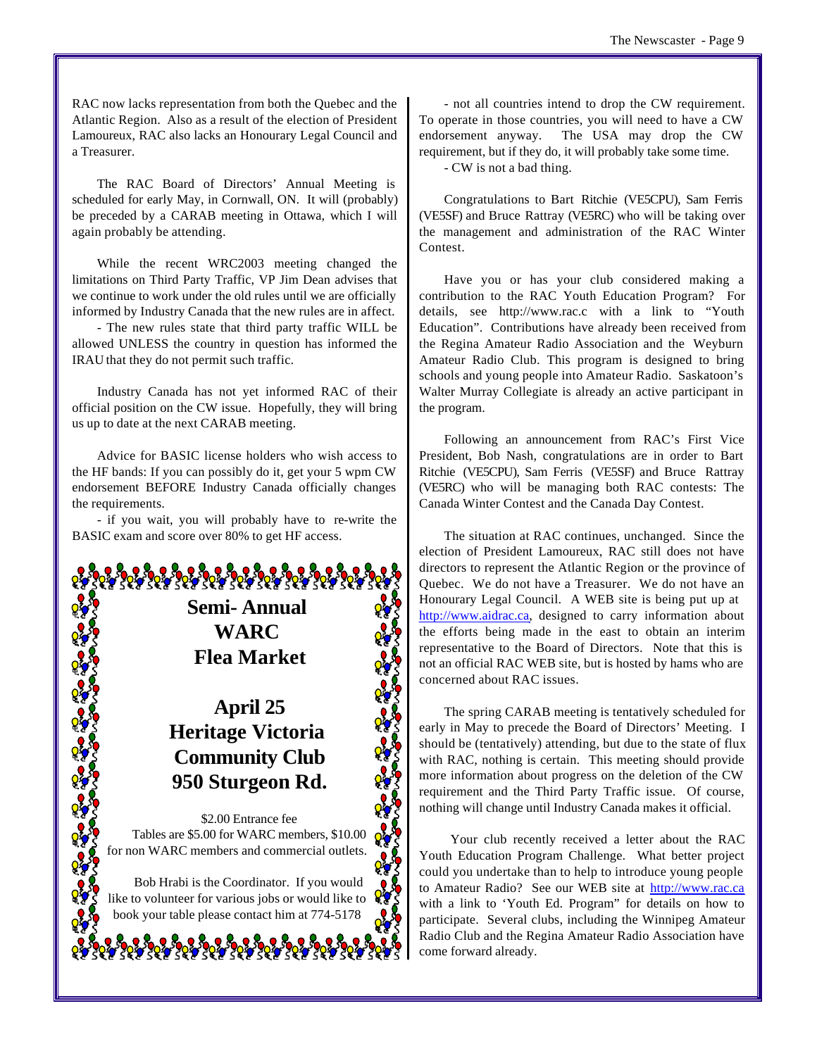RAC now lacks representation from both the Quebec and the Atlantic Region. Also as a result of the election of President Lamoureux, RAC also lacks an Honourary Legal Council and a Treasurer.

The RAC Board of Directors' Annual Meeting is scheduled for early May, in Cornwall, ON. It will (probably) be preceded by a CARAB meeting in Ottawa, which I will again probably be attending.

While the recent WRC2003 meeting changed the limitations on Third Party Traffic, VP Jim Dean advises that we continue to work under the old rules until we are officially informed by Industry Canada that the new rules are in affect.

- The new rules state that third party traffic WILL be allowed UNLESS the country in question has informed the IRAU that they do not permit such traffic.

Industry Canada has not yet informed RAC of their official position on the CW issue. Hopefully, they will bring us up to date at the next CARAB meeting.

Advice for BASIC license holders who wish access to the HF bands: If you can possibly do it, get your 5 wpm CW endorsement BEFORE Industry Canada officially changes the requirements.

- if you wait, you will probably have to re-write the BASIC exam and score over 80% to get HF access.

**Semi- Annual WARC Flea Market**

**April 25**
**Heritage Victoria Community Club**
**950 Sturgeon Rd.**

$2.00 Entrance fee
Tables are $5.00 for WARC members, $10.00 for non WARC members and commercial outlets.

Bob Hrabi is the Coordinator. If you would like to volunteer for various jobs or would like to book your table please contact him at 774-5178

- not all countries intend to drop the CW requirement. To operate in those countries, you will need to have a CW endorsement anyway. The USA may drop the CW requirement, but if they do, it will probably take some time.

- CW is not a bad thing.

Congratulations to Bart Ritchie (VE5CPU), Sam Ferris (VE5SF) and Bruce Rattray (VE5RC) who will be taking over the management and administration of the RAC Winter Contest.

Have you or has your club considered making a contribution to the RAC Youth Education Program? For details, see http://www.rac.c with a link to "Youth Education". Contributions have already been received from the Regina Amateur Radio Association and the Weyburn Amateur Radio Club. This program is designed to bring schools and young people into Amateur Radio. Saskatoon's Walter Murray Collegiate is already an active participant in the program.

Following an announcement from RAC's First Vice President, Bob Nash, congratulations are in order to Bart Ritchie (VE5CPU), Sam Ferris (VE5SF) and Bruce Rattray (VE5RC) who will be managing both RAC contests: The Canada Winter Contest and the Canada Day Contest.

The situation at RAC continues, unchanged. Since the election of President Lamoureux, RAC still does not have directors to represent the Atlantic Region or the province of Quebec. We do not have a Treasurer. We do not have an Honourary Legal Council. A WEB site is being put up at http://www.aidrac.ca, designed to carry information about the efforts being made in the east to obtain an interim representative to the Board of Directors. Note that this is not an official RAC WEB site, but is hosted by hams who are concerned about RAC issues.

The spring CARAB meeting is tentatively scheduled for early in May to precede the Board of Directors' Meeting. I should be (tentatively) attending, but due to the state of flux with RAC, nothing is certain. This meeting should provide more information about progress on the deletion of the CW requirement and the Third Party Traffic issue. Of course, nothing will change until Industry Canada makes it official.

Your club recently received a letter about the RAC Youth Education Program Challenge. What better project could you undertake than to help to introduce young people to Amateur Radio? See our WEB site at http://www.rac.ca with a link to 'Youth Ed. Program" for details on how to participate. Several clubs, including the Winnipeg Amateur Radio Club and the Regina Amateur Radio Association have come forward already.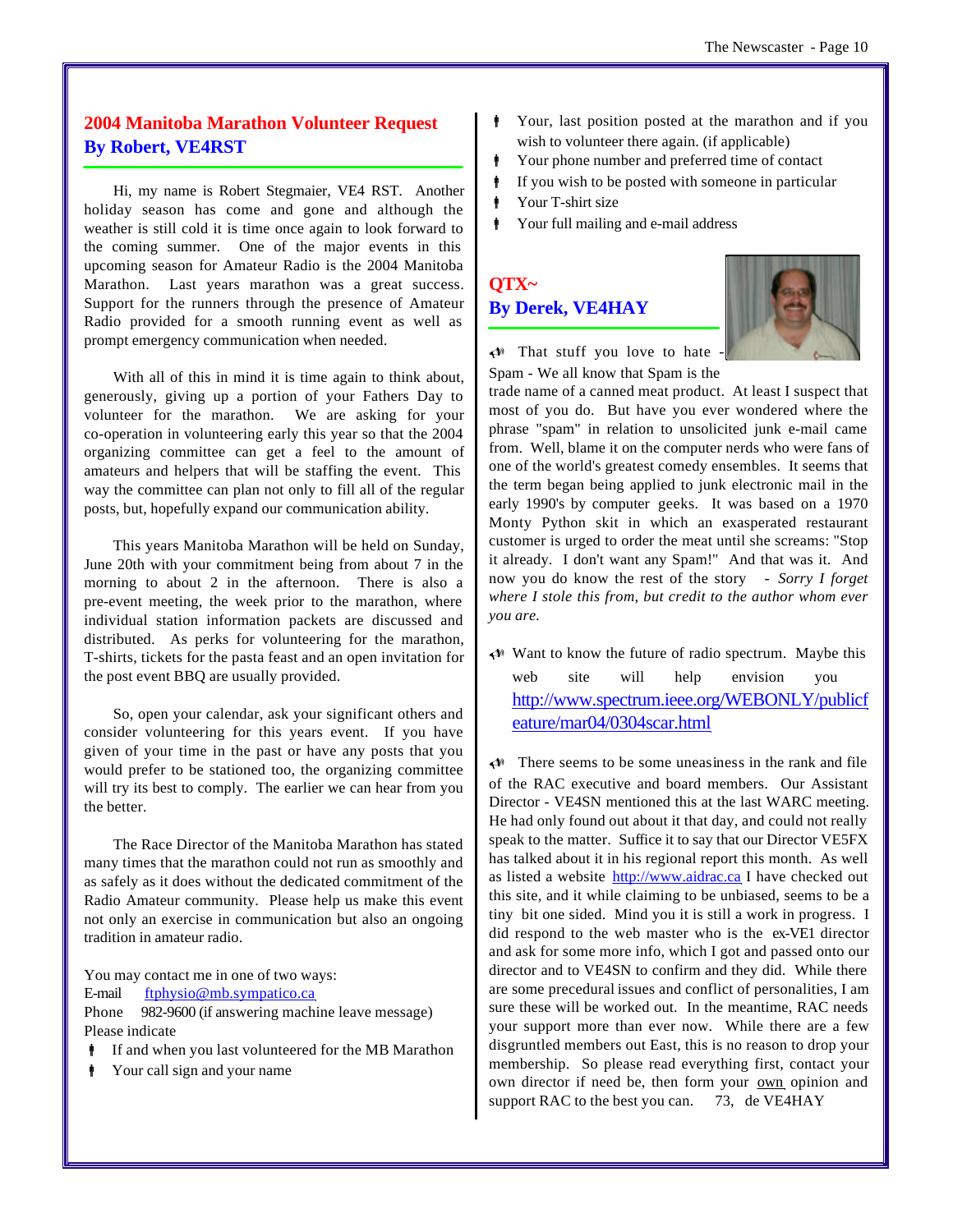## 2004 Manitoba Marathon Volunteer Request
## By Robert, VE4RST

Hi, my name is Robert Stegmaier, VE4 RST. Another holiday season has come and gone and although the weather is still cold it is time once again to look forward to the coming summer. One of the major events in this upcoming season for Amateur Radio is the 2004 Manitoba Marathon. Last years marathon was a great success. Support for the runners through the presence of Amateur Radio provided for a smooth running event as well as prompt emergency communication when needed.

With all of this in mind it is time again to think about, generously, giving up a portion of your Fathers Day to volunteer for the marathon. We are asking for your co-operation in volunteering early this year so that the 2004 organizing committee can get a feel to the amount of amateurs and helpers that will be staffing the event. This way the committee can plan not only to fill all of the regular posts, but, hopefully expand our communication ability.

This years Manitoba Marathon will be held on Sunday, June 20th with your commitment being from about 7 in the morning to about 2 in the afternoon. There is also a pre-event meeting, the week prior to the marathon, where individual station information packets are discussed and distributed. As perks for volunteering for the marathon, T-shirts, tickets for the pasta feast and an open invitation for the post event BBQ are usually provided.

So, open your calendar, ask your significant others and consider volunteering for this years event. If you have given of your time in the past or have any posts that you would prefer to be stationed too, the organizing committee will try its best to comply. The earlier we can hear from you the better.

The Race Director of the Manitoba Marathon has stated many times that the marathon could not run as smoothly and as safely as it does without the dedicated commitment of the Radio Amateur community. Please help us make this event not only an exercise in communication but also an ongoing tradition in amateur radio.

You may contact me in one of two ways:
E-mail ftphysio@mb.sympatico.ca
Phone 982-9600 (if answering machine leave message)
Please indicate

- If and when you last volunteered for the MB Marathon
- Your call sign and your name
- Your, last position posted at the marathon and if you wish to volunteer there again. (if applicable)
- Your phone number and preferred time of contact
- If you wish to be posted with someone in particular
- Your T-shirt size
- Your full mailing and e-mail address

## QTX~
## By Derek, VE4HAY

- That stuff you love to hate - Spam - We all know that Spam is the trade name of a canned meat product. At least I suspect that most of you do. But have you ever wondered where the phrase "spam" in relation to unsolicited junk e-mail came from. Well, blame it on the computer nerds who were fans of one of the world's greatest comedy ensembles. It seems that the term began being applied to junk electronic mail in the early 1990's by computer geeks. It was based on a 1970 Monty Python skit in which an exasperated restaurant customer is urged to order the meat until she screams: "Stop it already. I don't want any Spam!" And that was it. And now you do know the rest of the story - *Sorry I forget where I stole this from, but credit to the author whom ever you are.*

- Want to know the future of radio spectrum. Maybe this web site will help envision you http://www.spectrum.ieee.org/WEBONLY/publicfeature/mar04/0304scar.html

- There seems to be some uneasiness in the rank and file of the RAC executive and board members. Our Assistant Director - VE4SN mentioned this at the last WARC meeting. He had only found out about it that day, and could not really speak to the matter. Suffice it to say that our Director VE5FX has talked about it in his regional report this month. As well as listed a website http://www.aidrac.ca I have checked out this site, and it while claiming to be unbiased, seems to be a tiny bit one sided. Mind you it is still a work in progress. I did respond to the web master who is the ex-VE1 director and ask for some more info, which I got and passed onto our director and to VE4SN to confirm and they did. While there are some precedural issues and conflict of personalities, I am sure these will be worked out. In the meantime, RAC needs your support more than ever now. While there are a few disgruntled members out East, this is no reason to drop your membership. So please read everything first, contact your own director if need be, then form your <u>own</u> opinion and support RAC to the best you can. 73, de VE4HAY